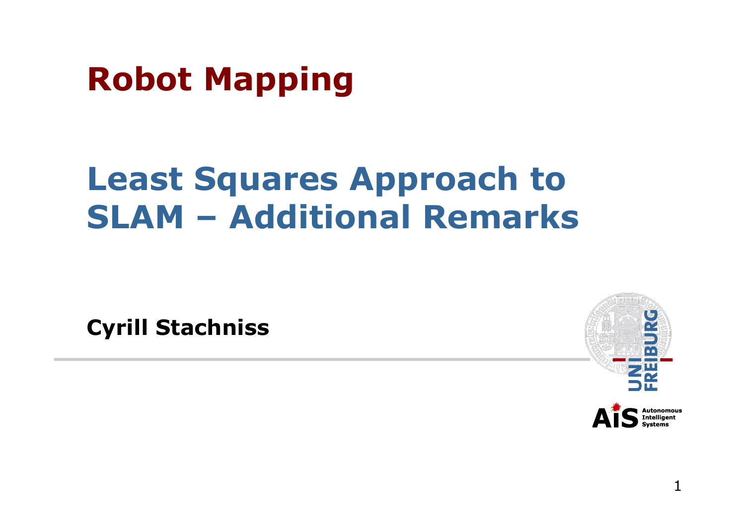# Robot Mapping

## Least Squares Approach to SLAM – Additional Remarks

**Cyrill Stachniss**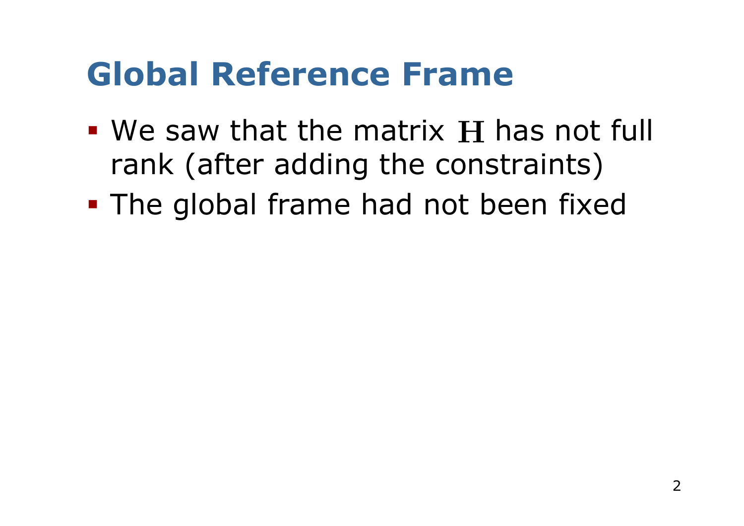# Global Reference Frame

- We saw that the matrix $\mathbf{H}$ has not full rank (after adding the constraints)
- The global frame had not been fixed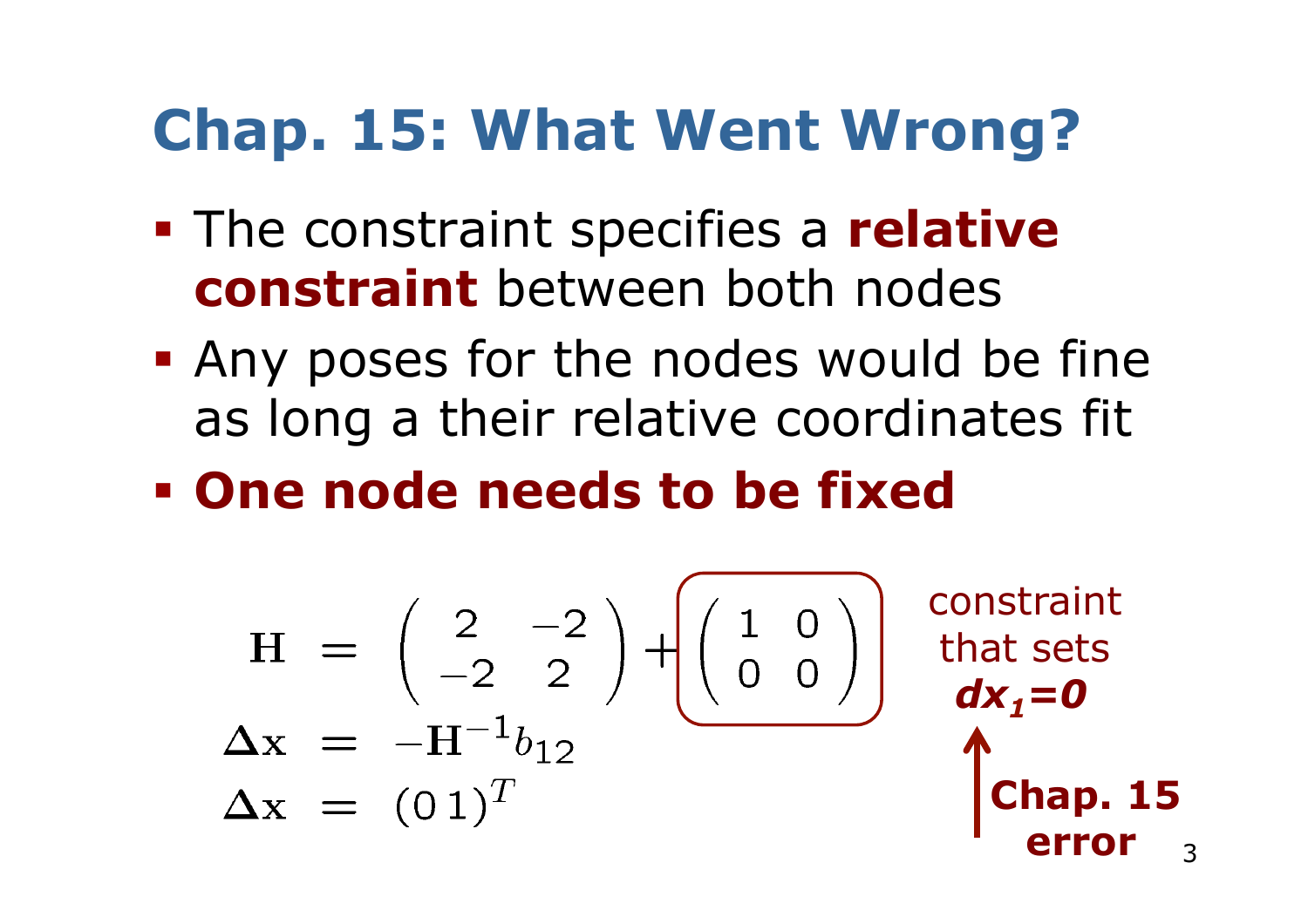# Chap. 15: What Went Wrong?

- The constraint specifies a **relative constraint** between both nodes
- Any poses for the nodes would be fine as long a their relative coordinates fit
- **One node needs to be fixed**

$$
\begin{aligned}
\mathbf{H} &= \begin{pmatrix} 2 & -2 \\ -2 & 2 \end{pmatrix} + \begin{pmatrix} 1 & 0 \\ 0 & 0 \end{pmatrix} \\
\Delta \mathbf{x} &= -\mathbf{H}^{-1} b_{12} \\
\Delta \mathbf{x} &= (0\,1)^T
\end{aligned}
$$

constraint that sets ***$dx_1$=0***

**Chap. 15 error**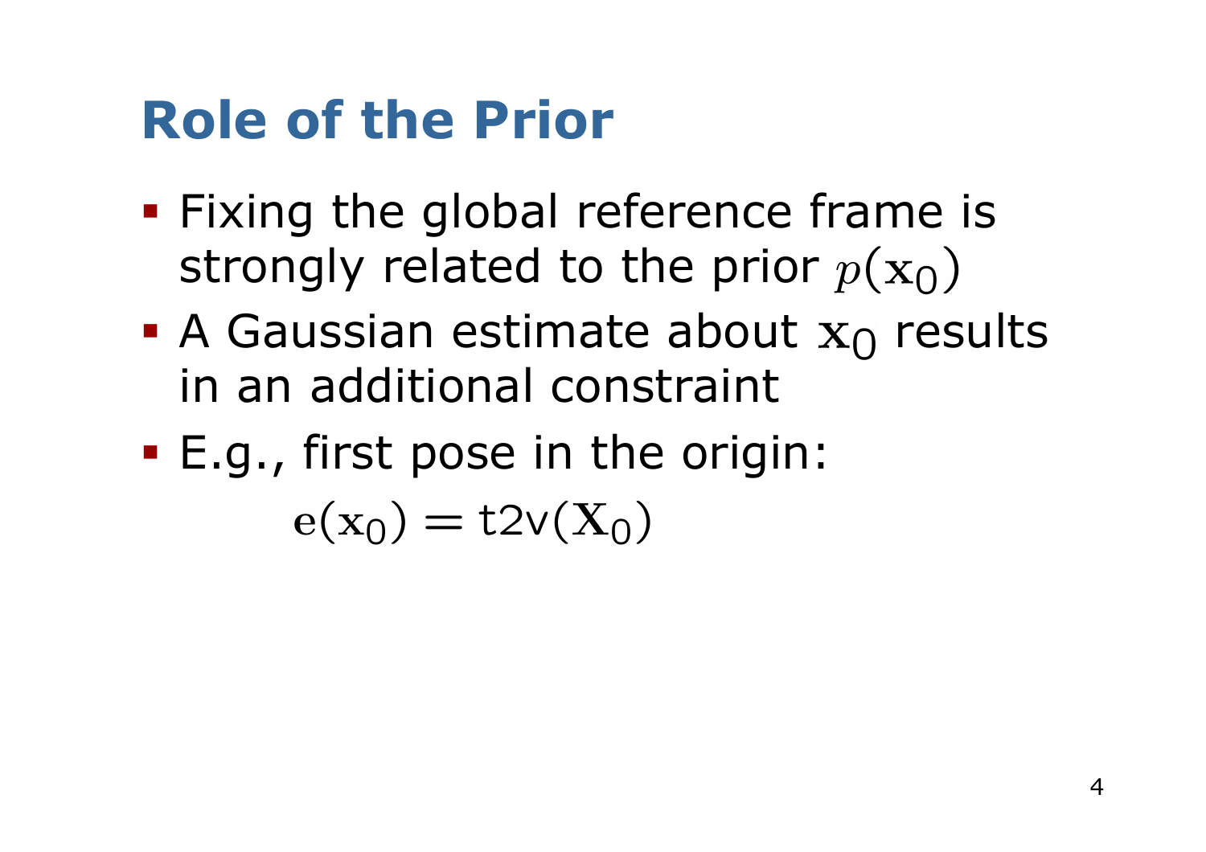# Role of the Prior

- Fixing the global reference frame is strongly related to the prior $p(\mathbf{x}_0)$
- A Gaussian estimate about $\mathbf{x}_0$ results in an additional constraint
- E.g., first pose in the origin:

$$\mathbf{e}(\mathbf{x}_0) = \mathrm{t2v}(\mathbf{X}_0)$$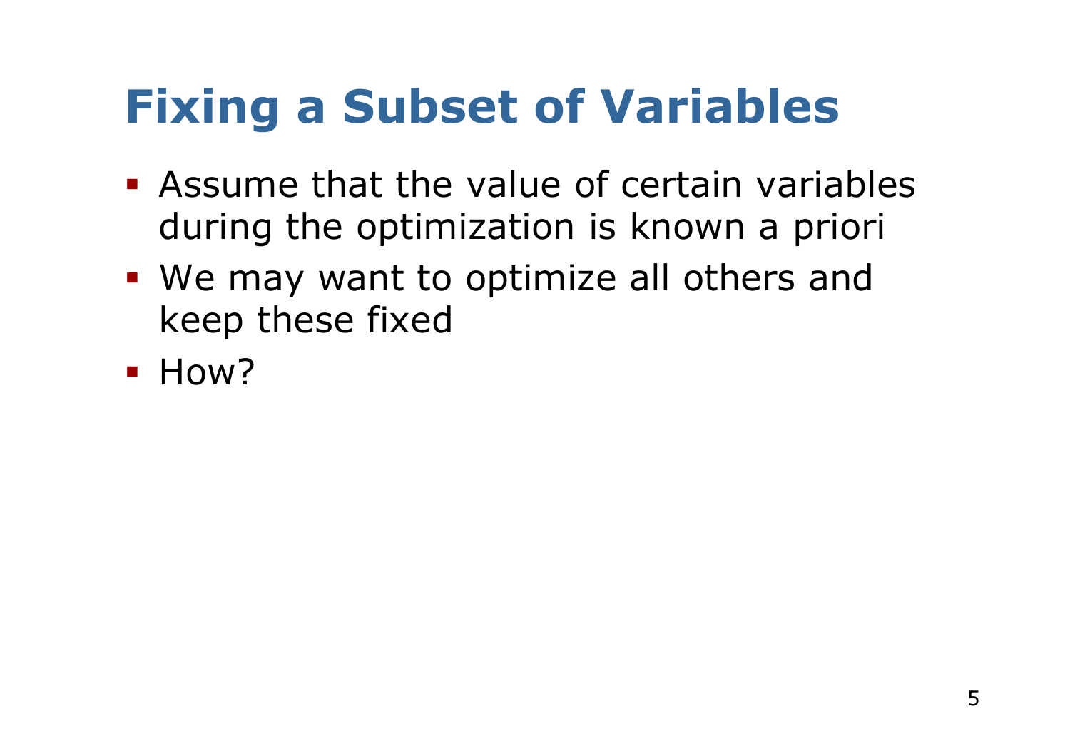# Fixing a Subset of Variables

- Assume that the value of certain variables during the optimization is known a priori
- We may want to optimize all others and keep these fixed
- How?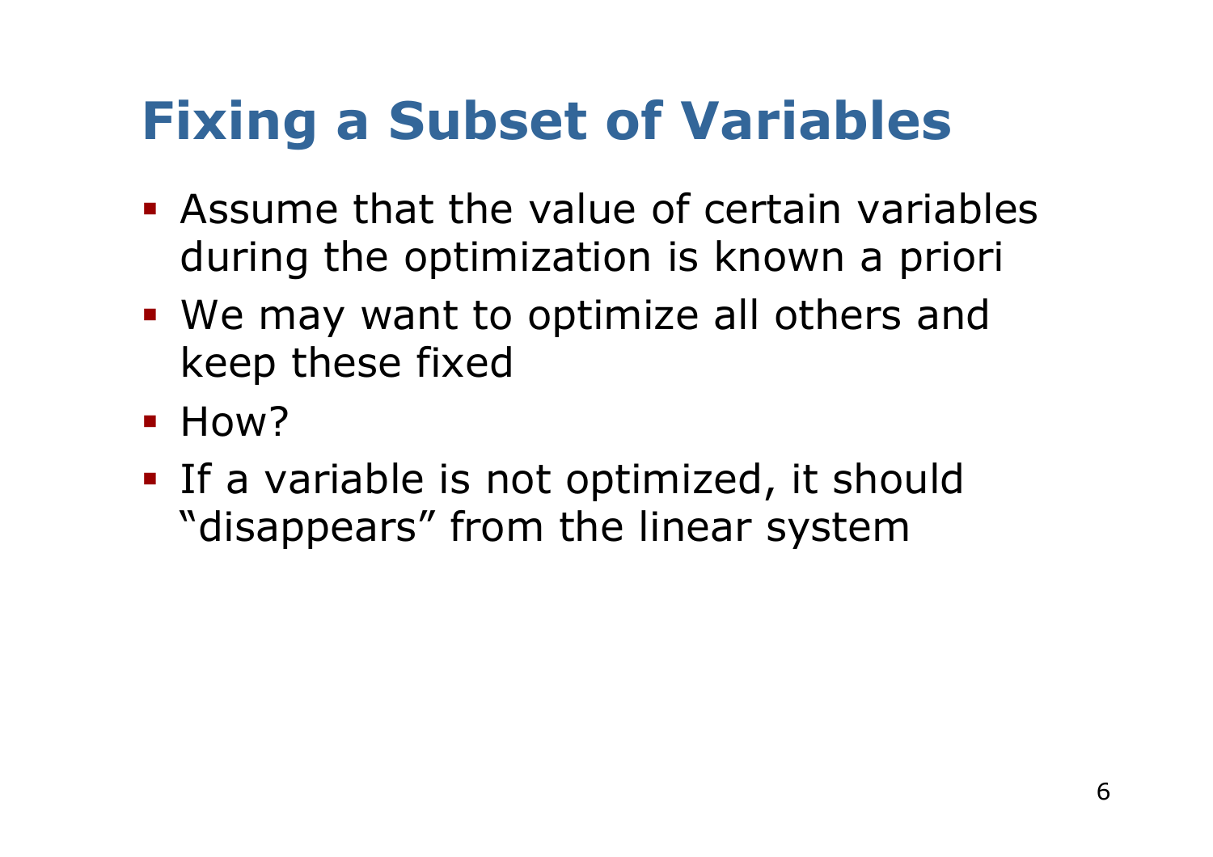# Fixing a Subset of Variables

- Assume that the value of certain variables during the optimization is known a priori
- We may want to optimize all others and keep these fixed
- How?
- If a variable is not optimized, it should "disappears" from the linear system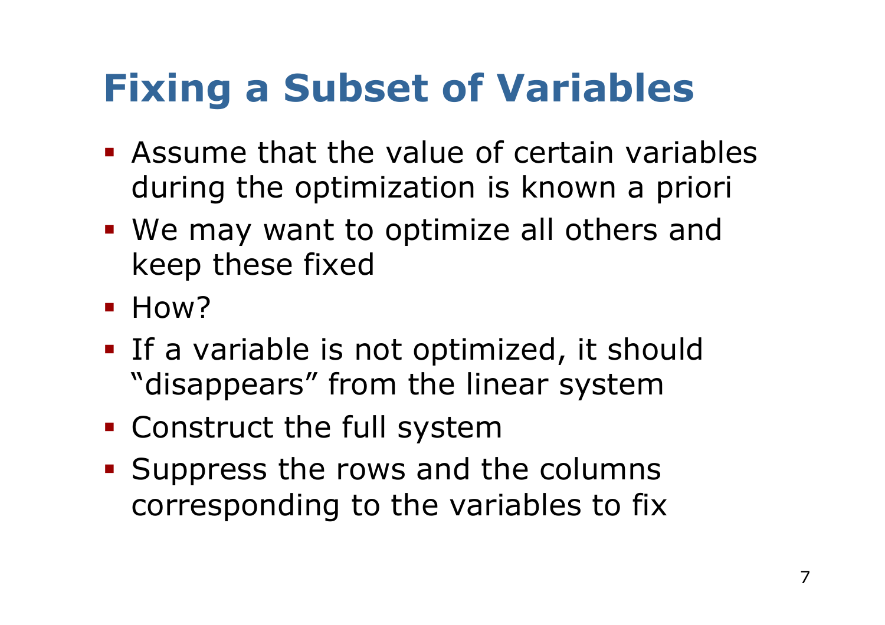# Fixing a Subset of Variables

- Assume that the value of certain variables during the optimization is known a priori
- We may want to optimize all others and keep these fixed
- How?
- If a variable is not optimized, it should "disappears" from the linear system
- Construct the full system
- Suppress the rows and the columns corresponding to the variables to fix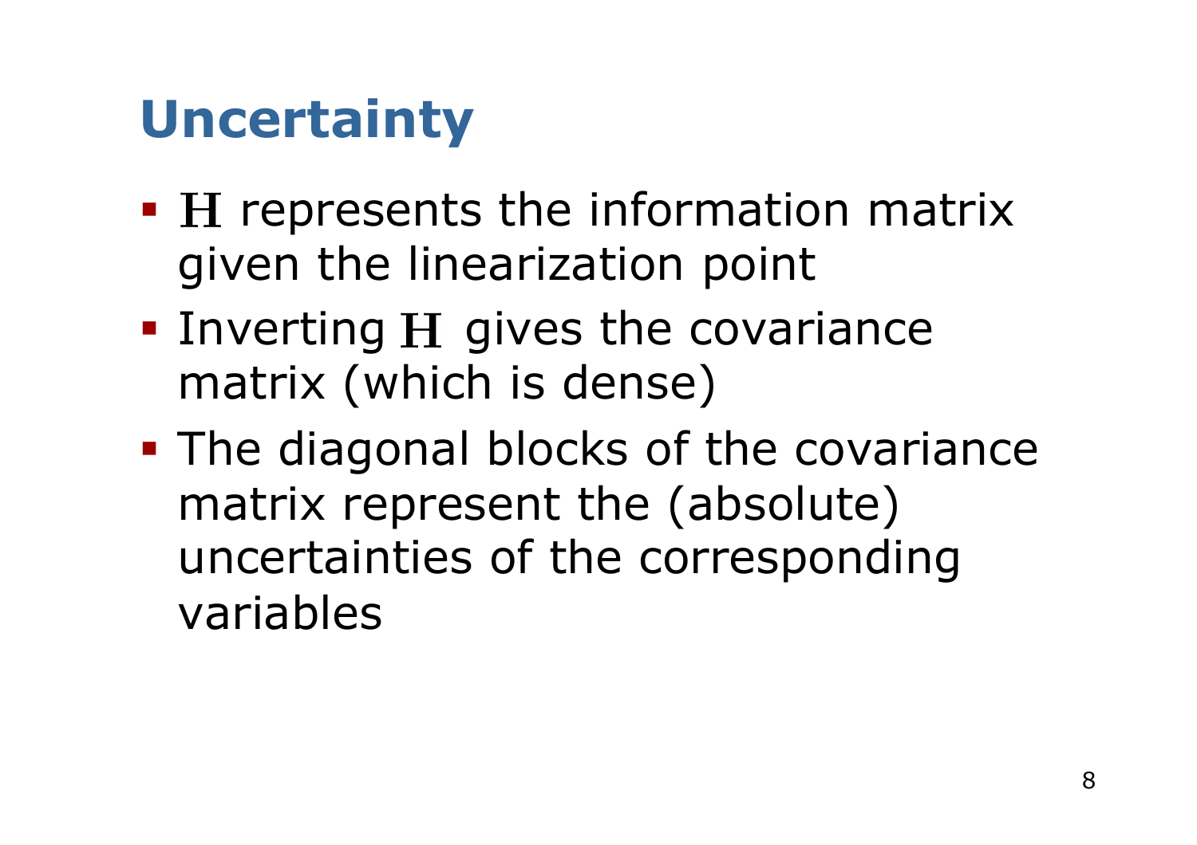# Uncertainty

- $\mathbf{H}$ represents the information matrix given the linearization point
- Inverting $\mathbf{H}$ gives the covariance matrix (which is dense)
- The diagonal blocks of the covariance matrix represent the (absolute) uncertainties of the corresponding variables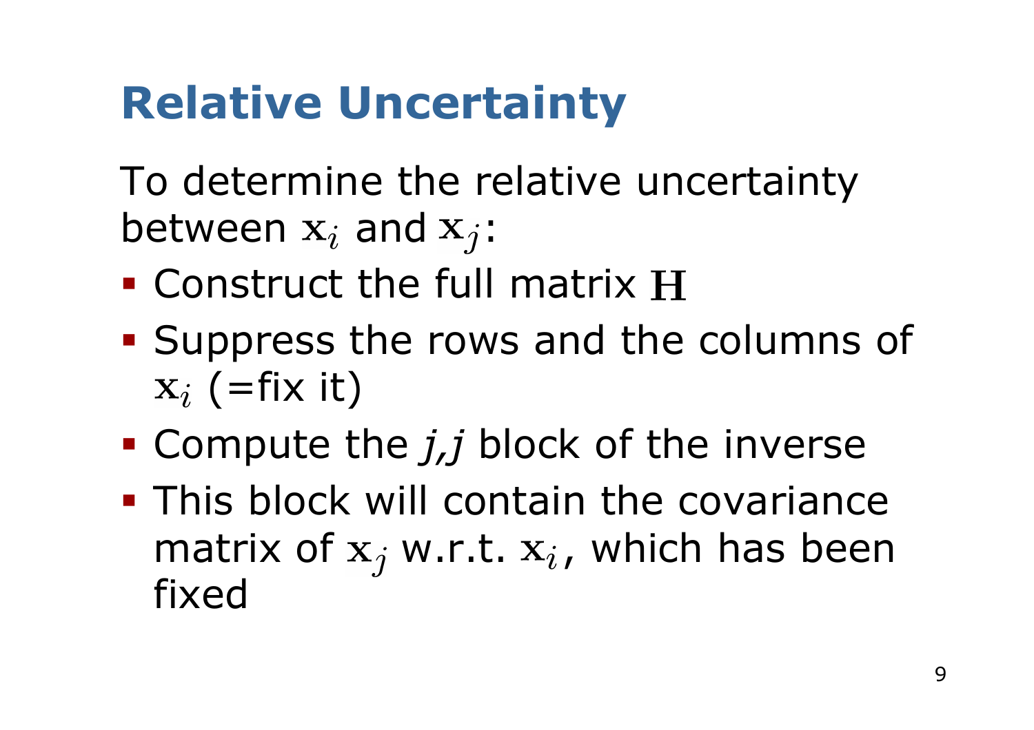# Relative Uncertainty

To determine the relative uncertainty between $\mathbf{x}_i$ and $\mathbf{x}_j$:

- Construct the full matrix $\mathbf{H}$
- Suppress the rows and the columns of $\mathbf{x}_i$ (=fix it)
- Compute the *j,j* block of the inverse
- This block will contain the covariance matrix of $\mathbf{x}_j$ w.r.t. $\mathbf{x}_i$, which has been fixed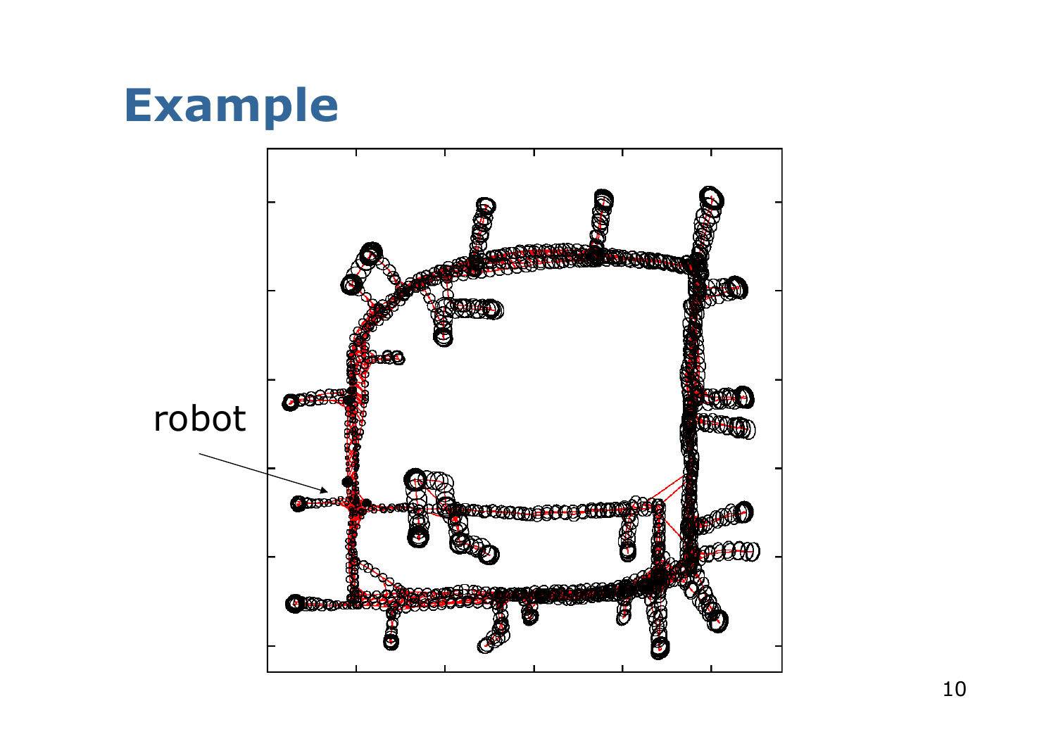# Example

robot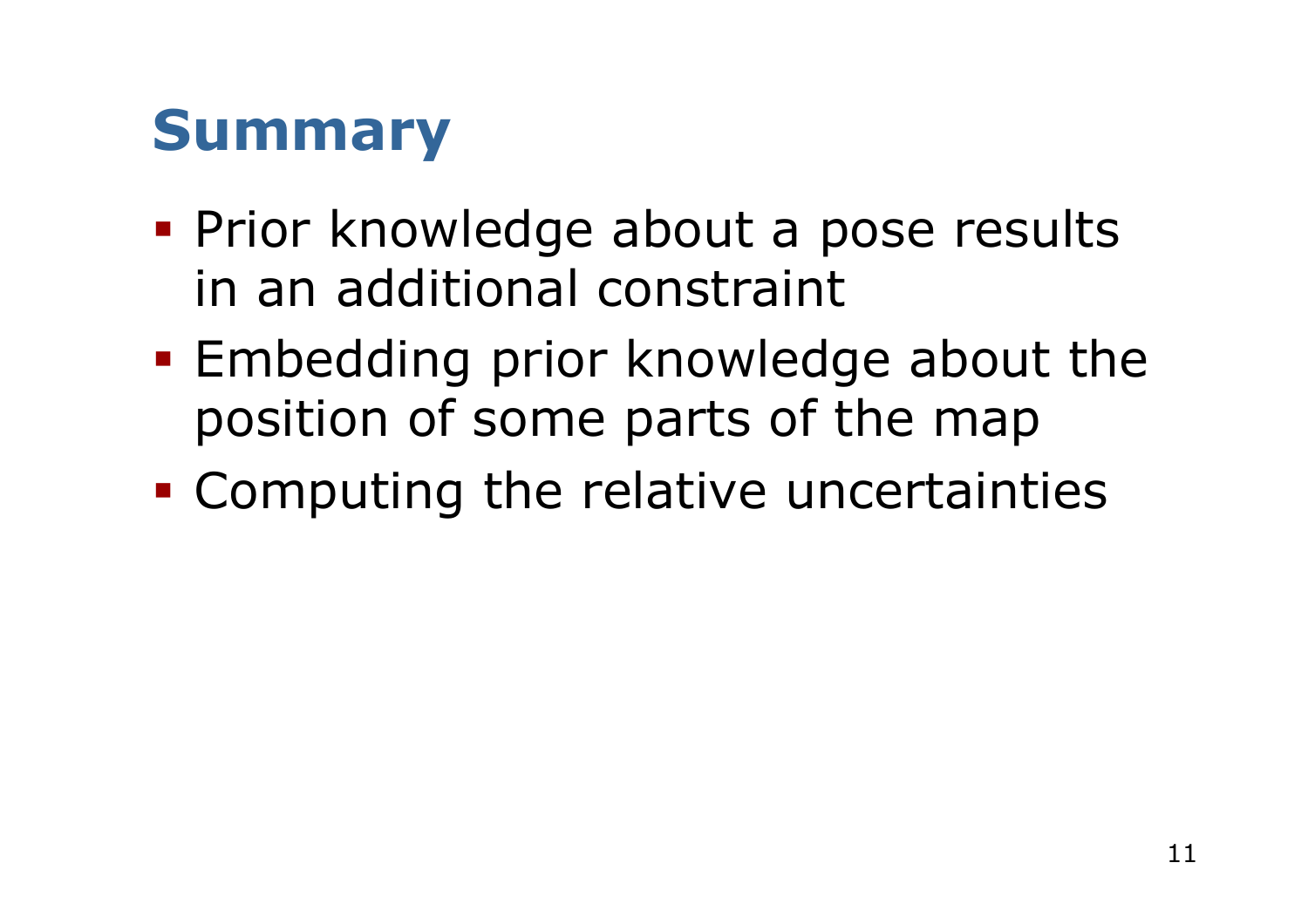# Summary

- Prior knowledge about a pose results in an additional constraint
- Embedding prior knowledge about the position of some parts of the map
- Computing the relative uncertainties